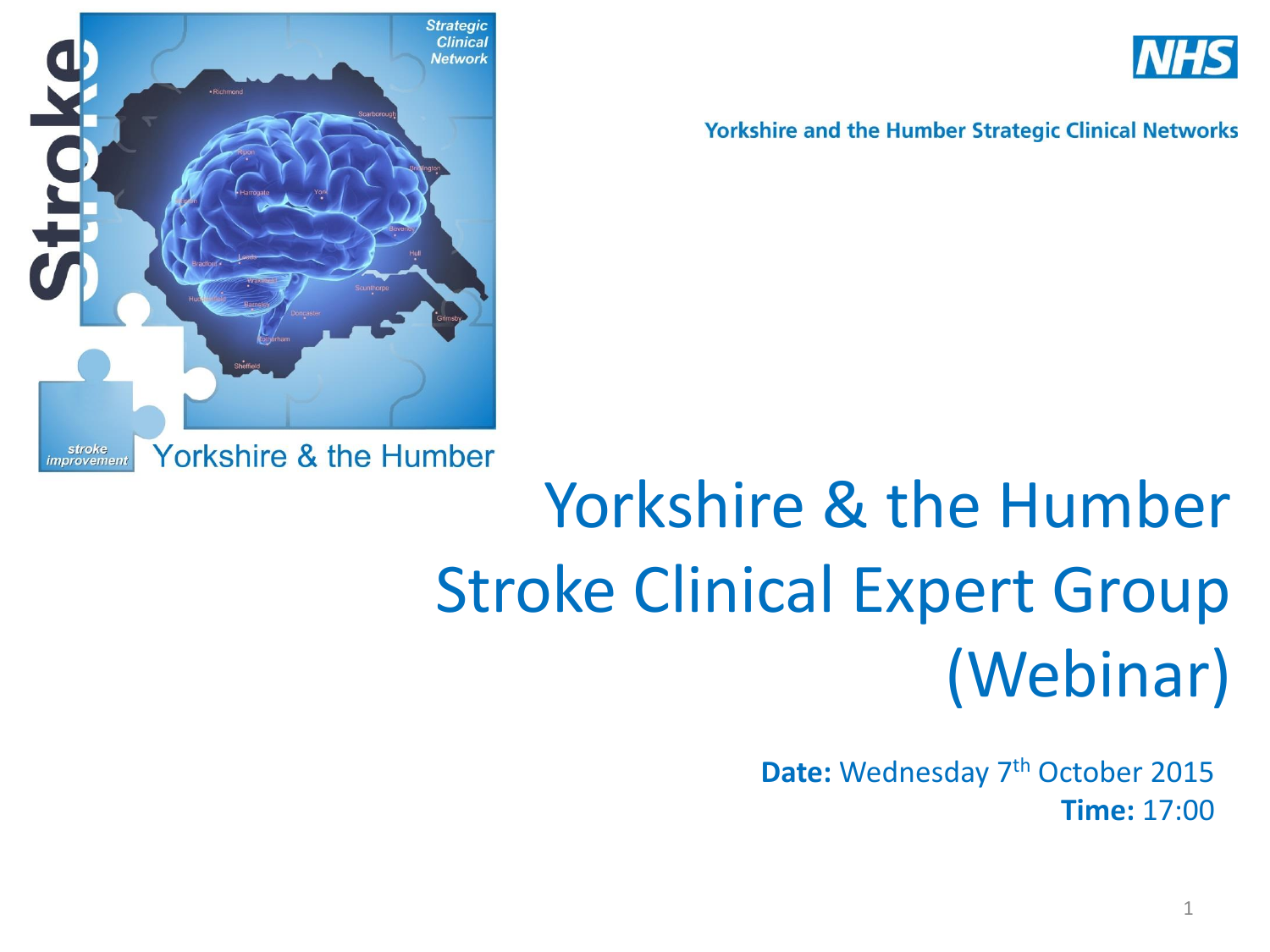Yorkshire and the Humber Strategic Clinical Networks

# Yorkshire & the Humber Stroke Clinical Expert Group (Webinar)

**Date:** Wednesday 7th October 2015
**Time:** 17:00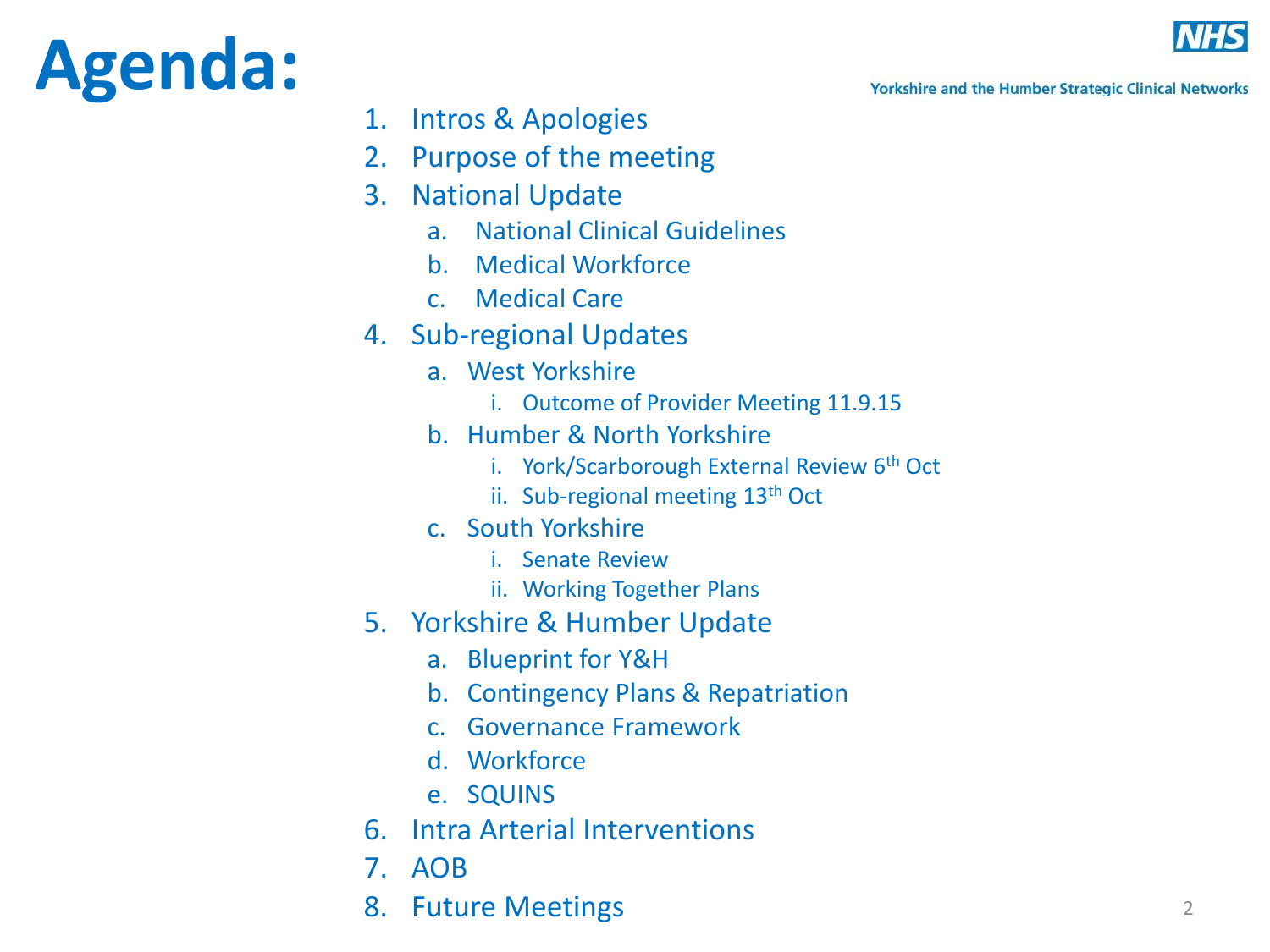# Agenda:

1. Intros & Apologies
2. Purpose of the meeting
3. National Update
   a. National Clinical Guidelines
   b. Medical Workforce
   c. Medical Care
4. Sub-regional Updates
   a. West Yorkshire
      i. Outcome of Provider Meeting 11.9.15
   b. Humber & North Yorkshire
      i. York/Scarborough External Review 6th Oct
      ii. Sub-regional meeting 13th Oct
   c. South Yorkshire
      i. Senate Review
      ii. Working Together Plans
5. Yorkshire & Humber Update
   a. Blueprint for Y&H
   b. Contingency Plans & Repatriation
   c. Governance Framework
   d. Workforce
   e. SQUINS
6. Intra Arterial Interventions
7. AOB
8. Future Meetings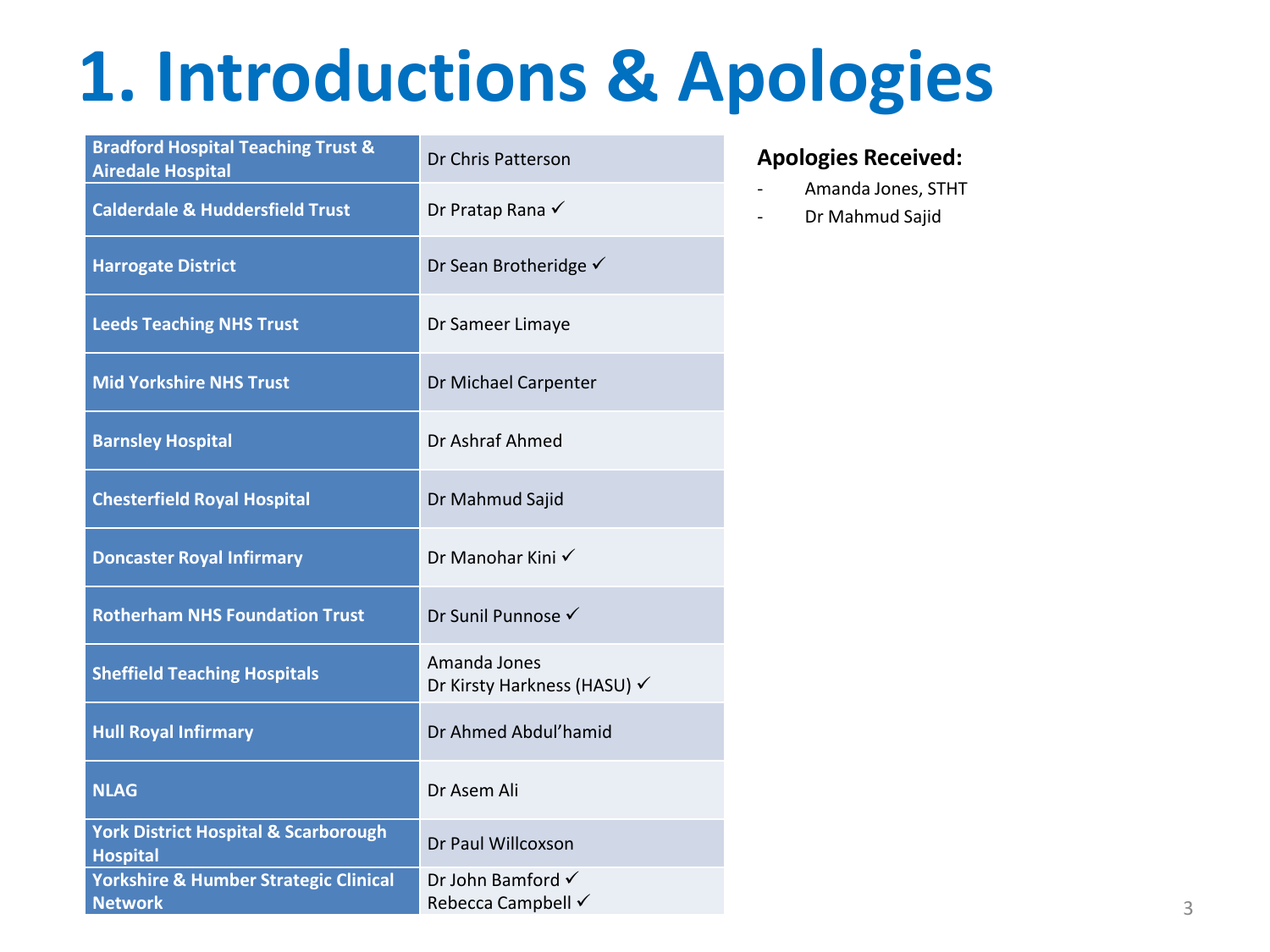# 1. Introductions & Apologies

| Organisation | Representative |
|---|---|
| **Bradford Hospital Teaching Trust & Airedale Hospital** | Dr Chris Patterson |
| **Calderdale & Huddersfield Trust** | Dr Pratap Rana ✓ |
| **Harrogate District** | Dr Sean Brotheridge ✓ |
| **Leeds Teaching NHS Trust** | Dr Sameer Limaye |
| **Mid Yorkshire NHS Trust** | Dr Michael Carpenter |
| **Barnsley Hospital** | Dr Ashraf Ahmed |
| **Chesterfield Royal Hospital** | Dr Mahmud Sajid |
| **Doncaster Royal Infirmary** | Dr Manohar Kini ✓ |
| **Rotherham NHS Foundation Trust** | Dr Sunil Punnose ✓ |
| **Sheffield Teaching Hospitals** | Amanda Jones<br>Dr Kirsty Harkness (HASU) ✓ |
| **Hull Royal Infirmary** | Dr Ahmed Abdul'hamid |
| **NLAG** | Dr Asem Ali |
| **York District Hospital & Scarborough Hospital** | Dr Paul Willcoxson |
| **Yorkshire & Humber Strategic Clinical Network** | Dr John Bamford ✓<br>Rebecca Campbell ✓ |

**Apologies Received:**

- Amanda Jones, STHT
- Dr Mahmud Sajid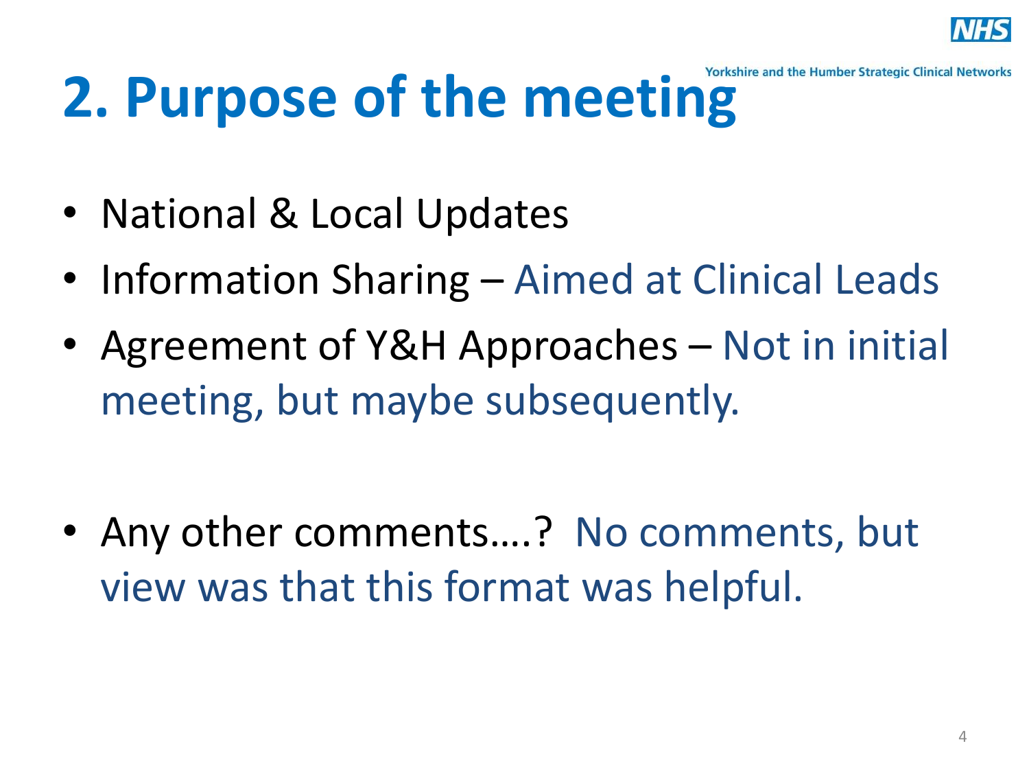# 2. Purpose of the meeting

- National & Local Updates
- Information Sharing – Aimed at Clinical Leads
- Agreement of Y&H Approaches – Not in initial meeting, but maybe subsequently.

- Any other comments….? No comments, but view was that this format was helpful.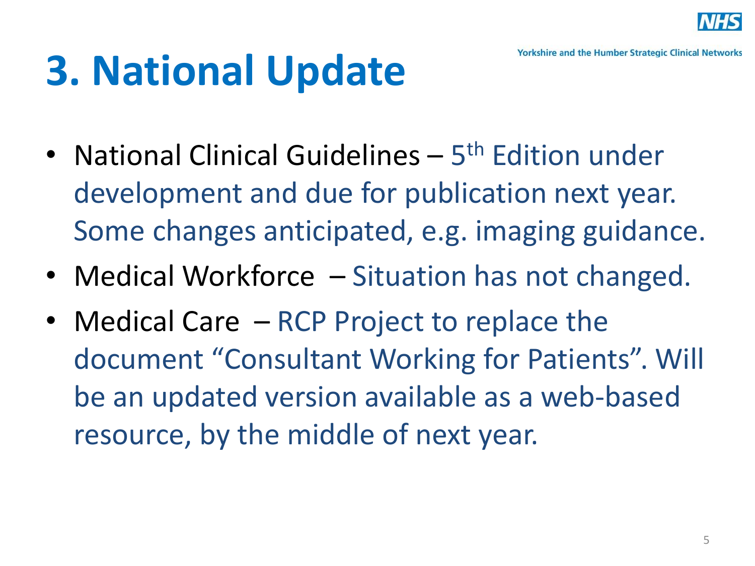# 3. National Update

- National Clinical Guidelines – 5th Edition under development and due for publication next year. Some changes anticipated, e.g. imaging guidance.
- Medical Workforce – Situation has not changed.
- Medical Care – RCP Project to replace the document "Consultant Working for Patients". Will be an updated version available as a web-based resource, by the middle of next year.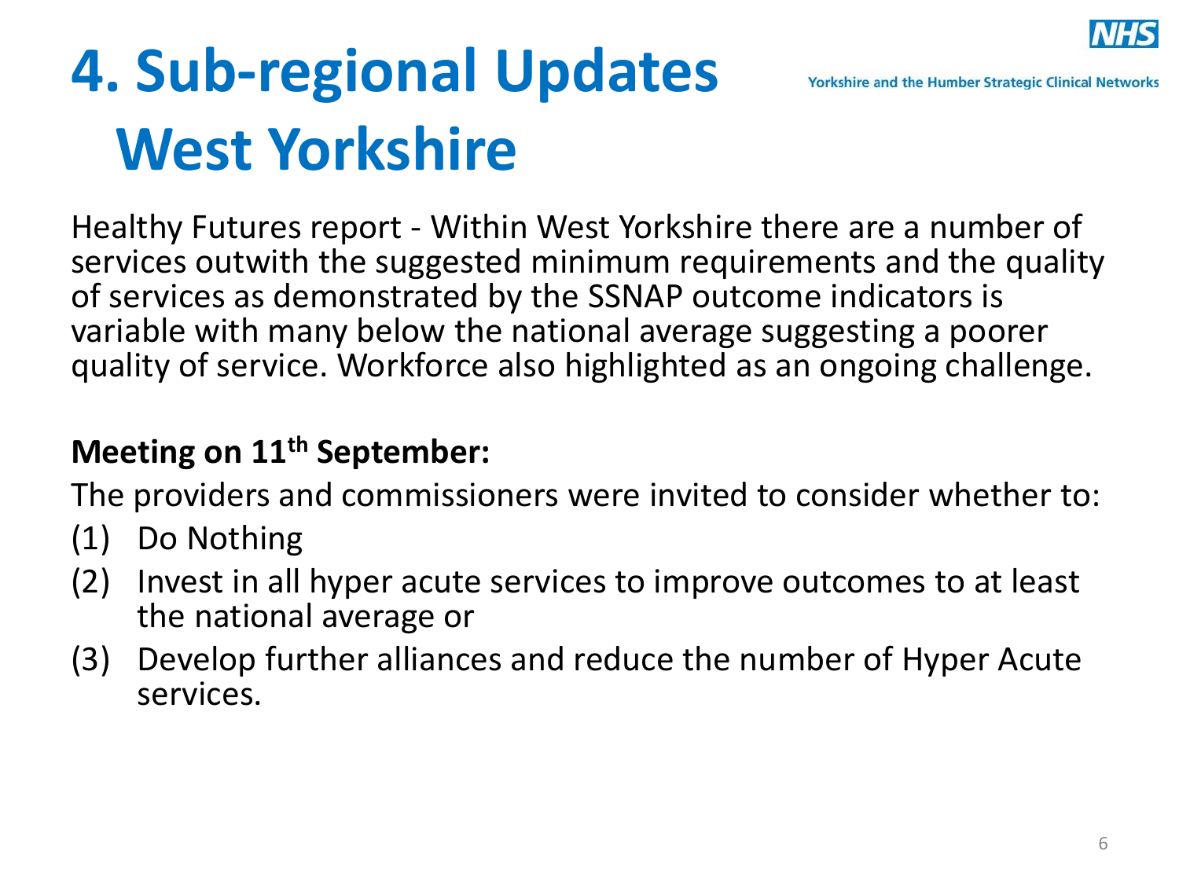# 4. Sub-regional Updates West Yorkshire

Healthy Futures report - Within West Yorkshire there are a number of services outwith the suggested minimum requirements and the quality of services as demonstrated by the SSNAP outcome indicators is variable with many below the national average suggesting a poorer quality of service. Workforce also highlighted as an ongoing challenge.

**Meeting on 11th September:**

The providers and commissioners were invited to consider whether to:

(1) Do Nothing
(2) Invest in all hyper acute services to improve outcomes to at least the national average or
(3) Develop further alliances and reduce the number of Hyper Acute services.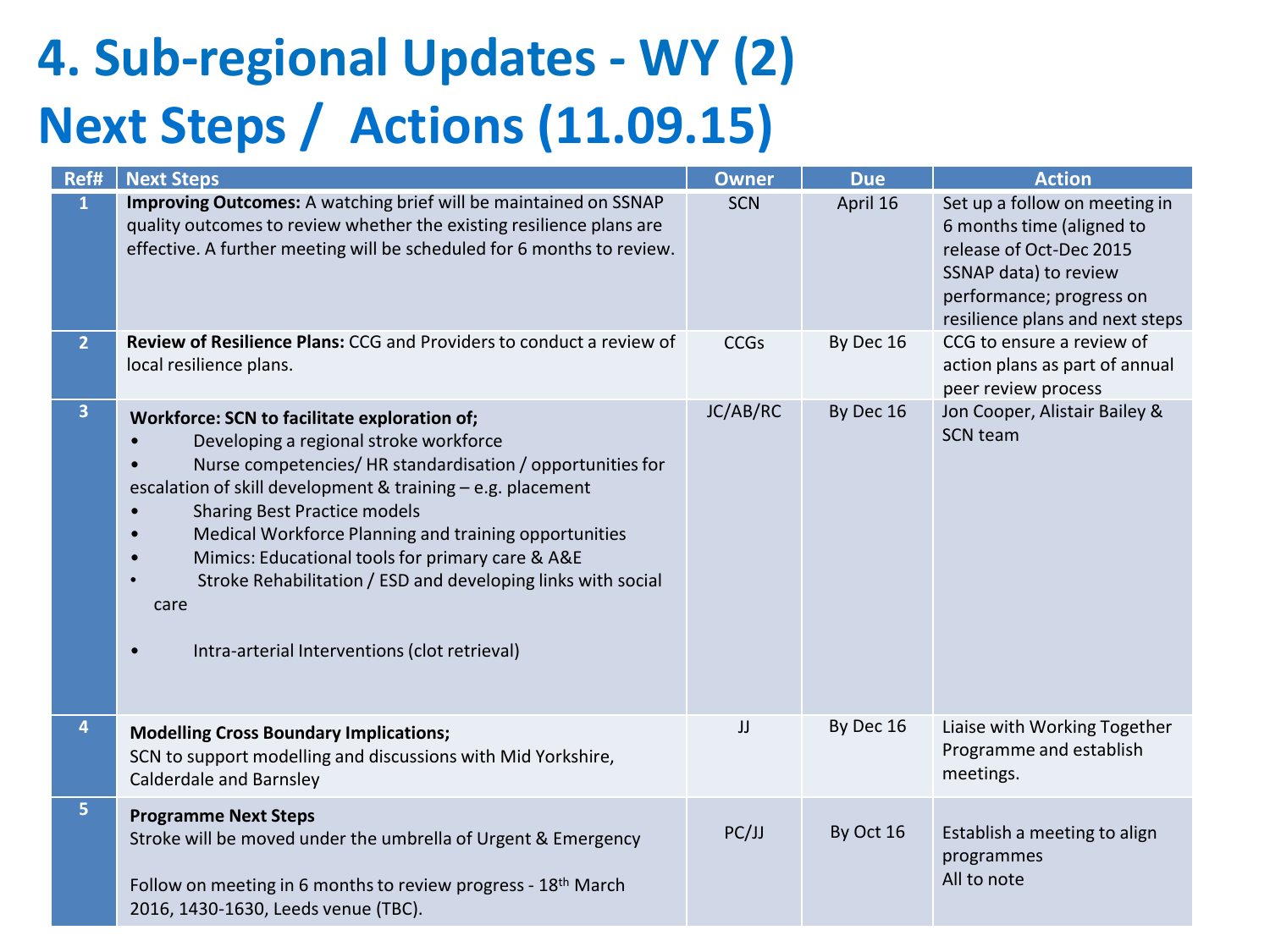# 4. Sub-regional Updates - WY (2)

# Next Steps / Actions (11.09.15)

| Ref# | Next Steps | Owner | Due | Action |
|---|---|---|---|---|
| 1 | **Improving Outcomes:** A watching brief will be maintained on SSNAP quality outcomes to review whether the existing resilience plans are effective. A further meeting will be scheduled for 6 months to review. | SCN | April 16 | Set up a follow on meeting in 6 months time (aligned to release of Oct-Dec 2015 SSNAP data) to review performance; progress on resilience plans and next steps |
| 2 | **Review of Resilience Plans:** CCG and Providers to conduct a review of local resilience plans. | CCGs | By Dec 16 | CCG to ensure a review of action plans as part of annual peer review process |
| 3 | **Workforce: SCN to facilitate exploration of;**<br>• Developing a regional stroke workforce<br>• Nurse competencies/ HR standardisation / opportunities for escalation of skill development & training – e.g. placement<br>• Sharing Best Practice models<br>• Medical Workforce Planning and training opportunities<br>• Mimics: Educational tools for primary care & A&E<br>• Stroke Rehabilitation / ESD and developing links with social care<br>• Intra-arterial Interventions (clot retrieval) | JC/AB/RC | By Dec 16 | Jon Cooper, Alistair Bailey & SCN team |
| 4 | **Modelling Cross Boundary Implications;**<br>SCN to support modelling and discussions with Mid Yorkshire, Calderdale and Barnsley | JJ | By Dec 16 | Liaise with Working Together Programme and establish meetings. |
| 5 | **Programme Next Steps**<br>Stroke will be moved under the umbrella of Urgent & Emergency<br><br>Follow on meeting in 6 months to review progress - 18th March 2016, 1430-1630, Leeds venue (TBC). | PC/JJ | By Oct 16 | Establish a meeting to align programmes<br>All to note |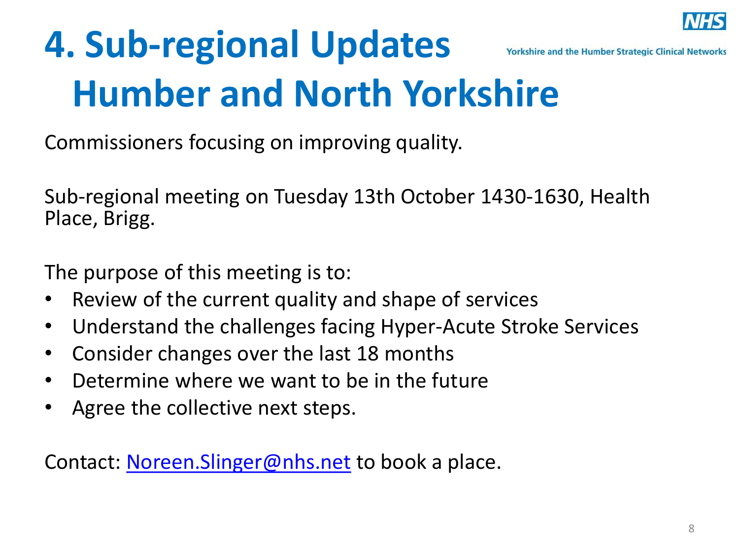# 4. Sub-regional Updates
## Humber and North Yorkshire

Commissioners focusing on improving quality.

Sub-regional meeting on Tuesday 13th October 1430-1630, Health Place, Brigg.

The purpose of this meeting is to:

- Review of the current quality and shape of services
- Understand the challenges facing Hyper-Acute Stroke Services
- Consider changes over the last 18 months
- Determine where we want to be in the future
- Agree the collective next steps.

Contact: Noreen.Slinger@nhs.net to book a place.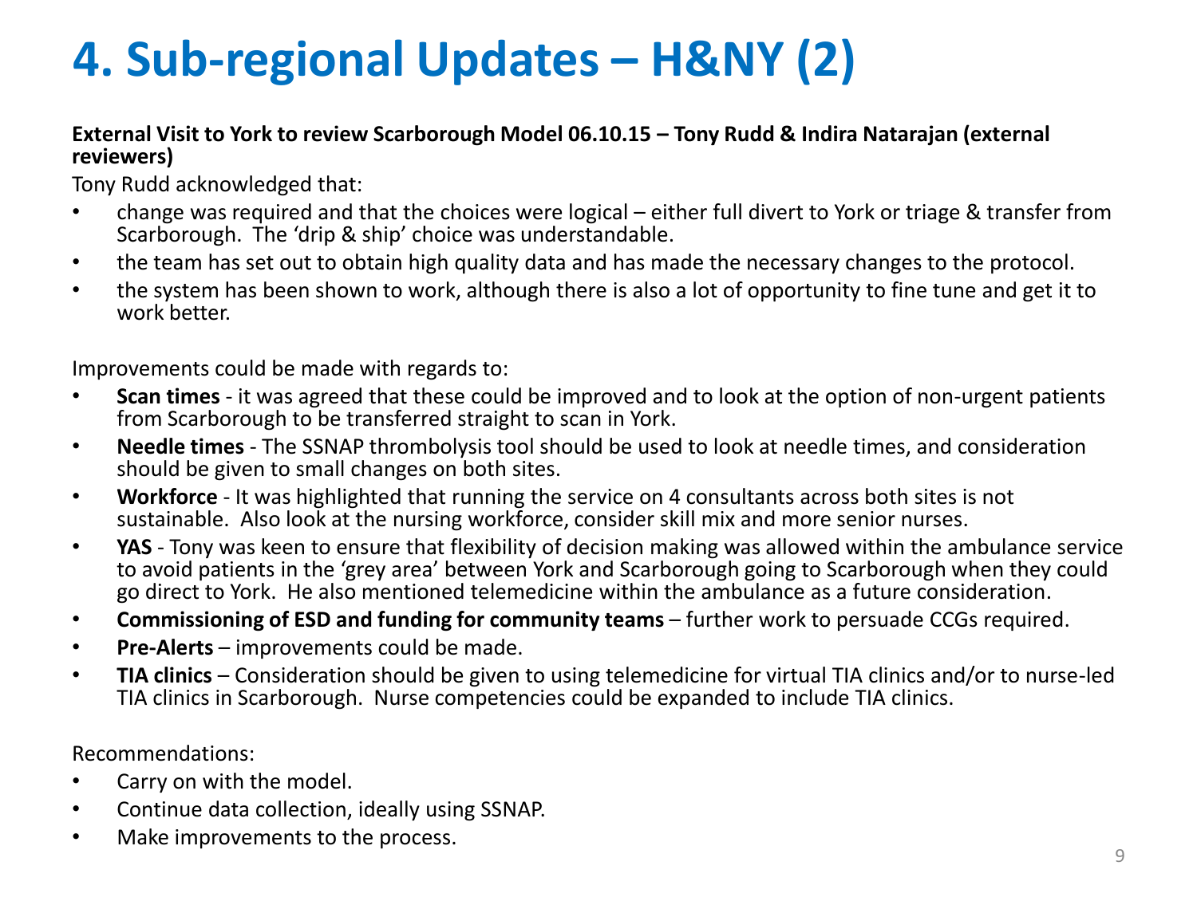# 4. Sub-regional Updates – H&NY (2)

**External Visit to York to review Scarborough Model 06.10.15 – Tony Rudd & Indira Natarajan (external reviewers)**

Tony Rudd acknowledged that:

- change was required and that the choices were logical – either full divert to York or triage & transfer from Scarborough. The 'drip & ship' choice was understandable.
- the team has set out to obtain high quality data and has made the necessary changes to the protocol.
- the system has been shown to work, although there is also a lot of opportunity to fine tune and get it to work better.

Improvements could be made with regards to:

- **Scan times** - it was agreed that these could be improved and to look at the option of non-urgent patients from Scarborough to be transferred straight to scan in York.
- **Needle times** - The SSNAP thrombolysis tool should be used to look at needle times, and consideration should be given to small changes on both sites.
- **Workforce** - It was highlighted that running the service on 4 consultants across both sites is not sustainable. Also look at the nursing workforce, consider skill mix and more senior nurses.
- **YAS** - Tony was keen to ensure that flexibility of decision making was allowed within the ambulance service to avoid patients in the 'grey area' between York and Scarborough going to Scarborough when they could go direct to York. He also mentioned telemedicine within the ambulance as a future consideration.
- **Commissioning of ESD and funding for community teams** – further work to persuade CCGs required.
- **Pre-Alerts** – improvements could be made.
- **TIA clinics** – Consideration should be given to using telemedicine for virtual TIA clinics and/or to nurse-led TIA clinics in Scarborough. Nurse competencies could be expanded to include TIA clinics.

Recommendations:

- Carry on with the model.
- Continue data collection, ideally using SSNAP.
- Make improvements to the process.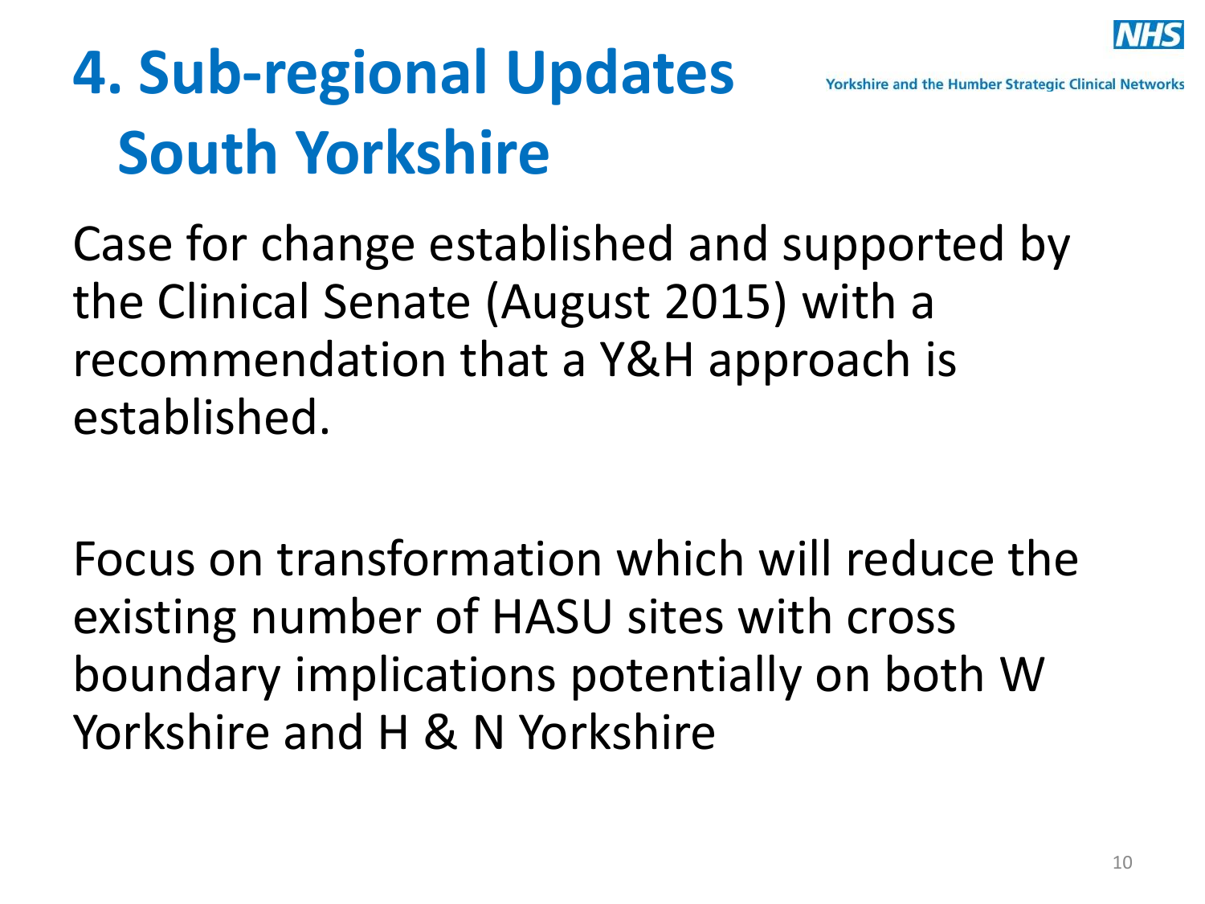# 4. Sub-regional Updates South Yorkshire

Case for change established and supported by the Clinical Senate (August 2015) with a recommendation that a Y&H approach is established.

Focus on transformation which will reduce the existing number of HASU sites with cross boundary implications potentially on both W Yorkshire and H & N Yorkshire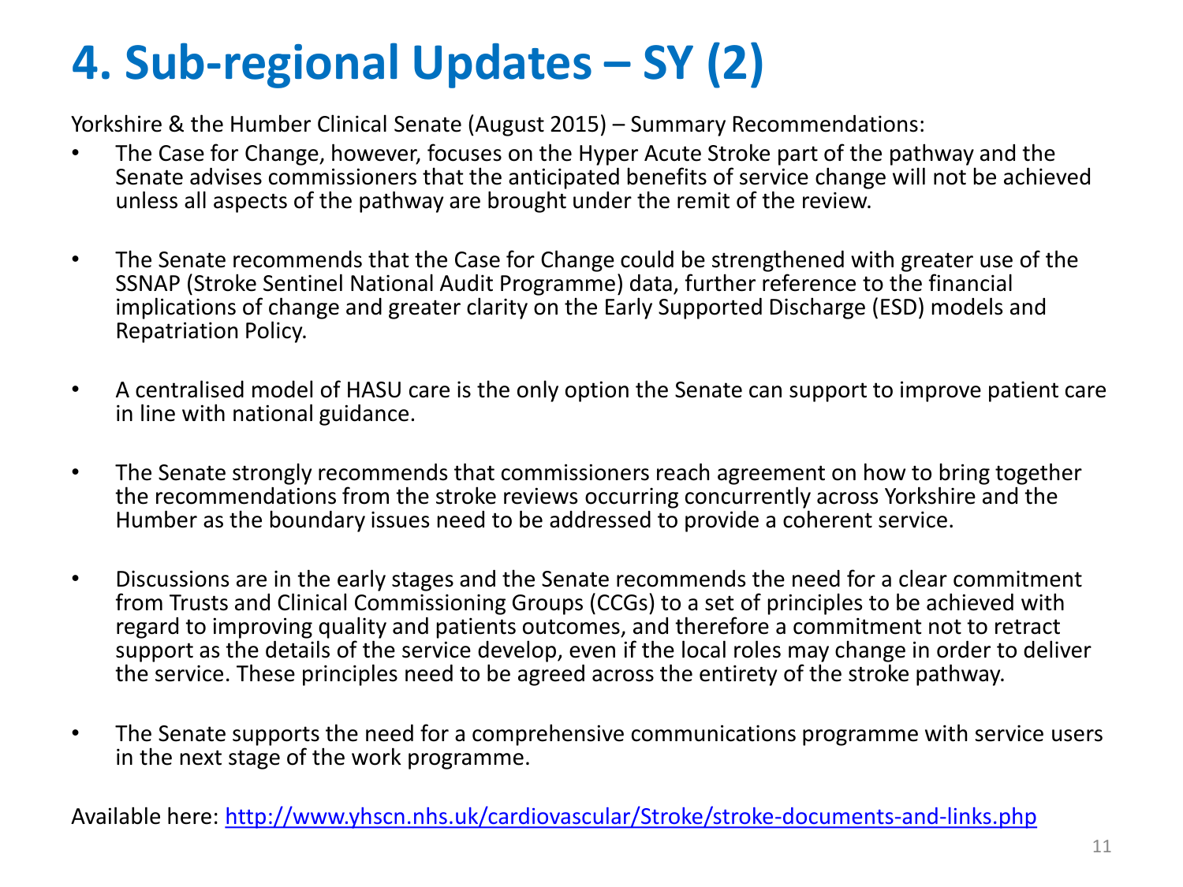# 4. Sub-regional Updates – SY (2)

Yorkshire & the Humber Clinical Senate (August 2015) – Summary Recommendations:

- The Case for Change, however, focuses on the Hyper Acute Stroke part of the pathway and the Senate advises commissioners that the anticipated benefits of service change will not be achieved unless all aspects of the pathway are brought under the remit of the review.

- The Senate recommends that the Case for Change could be strengthened with greater use of the SSNAP (Stroke Sentinel National Audit Programme) data, further reference to the financial implications of change and greater clarity on the Early Supported Discharge (ESD) models and Repatriation Policy.

- A centralised model of HASU care is the only option the Senate can support to improve patient care in line with national guidance.

- The Senate strongly recommends that commissioners reach agreement on how to bring together the recommendations from the stroke reviews occurring concurrently across Yorkshire and the Humber as the boundary issues need to be addressed to provide a coherent service.

- Discussions are in the early stages and the Senate recommends the need for a clear commitment from Trusts and Clinical Commissioning Groups (CCGs) to a set of principles to be achieved with regard to improving quality and patients outcomes, and therefore a commitment not to retract support as the details of the service develop, even if the local roles may change in order to deliver the service. These principles need to be agreed across the entirety of the stroke pathway.

- The Senate supports the need for a comprehensive communications programme with service users in the next stage of the work programme.

Available here: [http://www.yhscn.nhs.uk/cardiovascular/Stroke/stroke-documents-and-links.php](http://www.yhscn.nhs.uk/cardiovascular/Stroke/stroke-documents-and-links.php)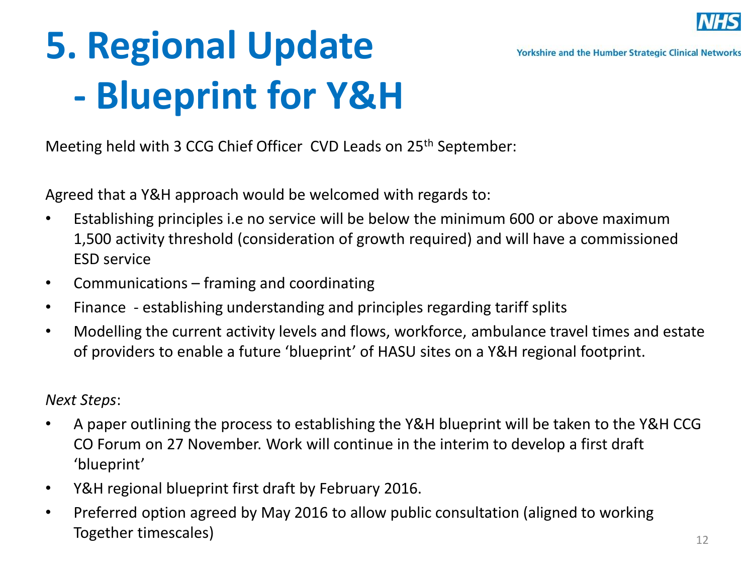# 5. Regional Update - Blueprint for Y&H

Meeting held with 3 CCG Chief Officer CVD Leads on 25th September:

Agreed that a Y&H approach would be welcomed with regards to:

- Establishing principles i.e no service will be below the minimum 600 or above maximum 1,500 activity threshold (consideration of growth required) and will have a commissioned ESD service
- Communications – framing and coordinating
- Finance - establishing understanding and principles regarding tariff splits
- Modelling the current activity levels and flows, workforce, ambulance travel times and estate of providers to enable a future 'blueprint' of HASU sites on a Y&H regional footprint.

*Next Steps*:

- A paper outlining the process to establishing the Y&H blueprint will be taken to the Y&H CCG CO Forum on 27 November. Work will continue in the interim to develop a first draft 'blueprint'
- Y&H regional blueprint first draft by February 2016.
- Preferred option agreed by May 2016 to allow public consultation (aligned to working Together timescales)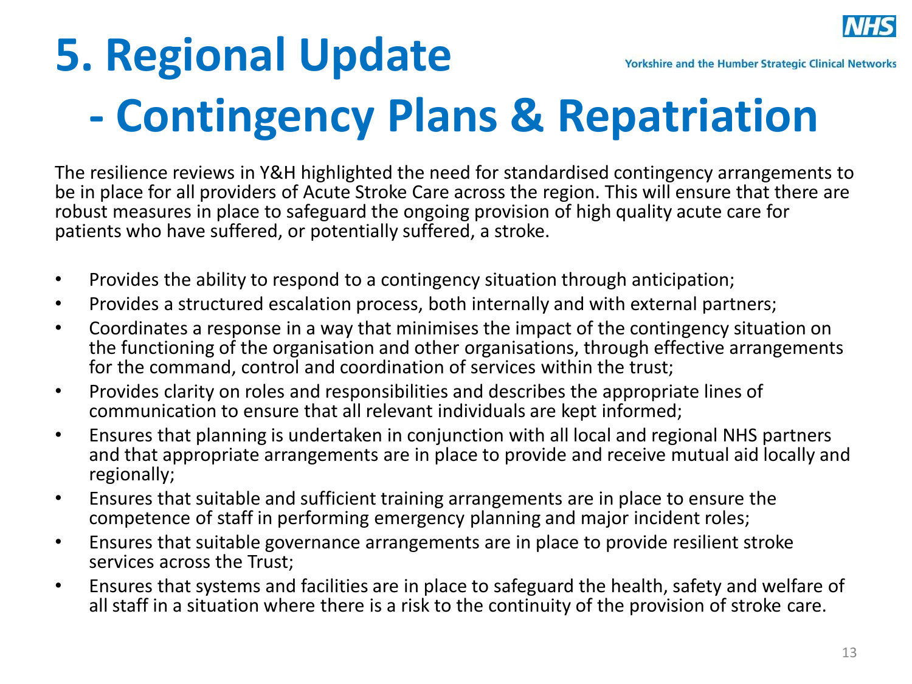# 5. Regional Update

# - Contingency Plans & Repatriation

The resilience reviews in Y&H highlighted the need for standardised contingency arrangements to be in place for all providers of Acute Stroke Care across the region. This will ensure that there are robust measures in place to safeguard the ongoing provision of high quality acute care for patients who have suffered, or potentially suffered, a stroke.

- Provides the ability to respond to a contingency situation through anticipation;
- Provides a structured escalation process, both internally and with external partners;
- Coordinates a response in a way that minimises the impact of the contingency situation on the functioning of the organisation and other organisations, through effective arrangements for the command, control and coordination of services within the trust;
- Provides clarity on roles and responsibilities and describes the appropriate lines of communication to ensure that all relevant individuals are kept informed;
- Ensures that planning is undertaken in conjunction with all local and regional NHS partners and that appropriate arrangements are in place to provide and receive mutual aid locally and regionally;
- Ensures that suitable and sufficient training arrangements are in place to ensure the competence of staff in performing emergency planning and major incident roles;
- Ensures that suitable governance arrangements are in place to provide resilient stroke services across the Trust;
- Ensures that systems and facilities are in place to safeguard the health, safety and welfare of all staff in a situation where there is a risk to the continuity of the provision of stroke care.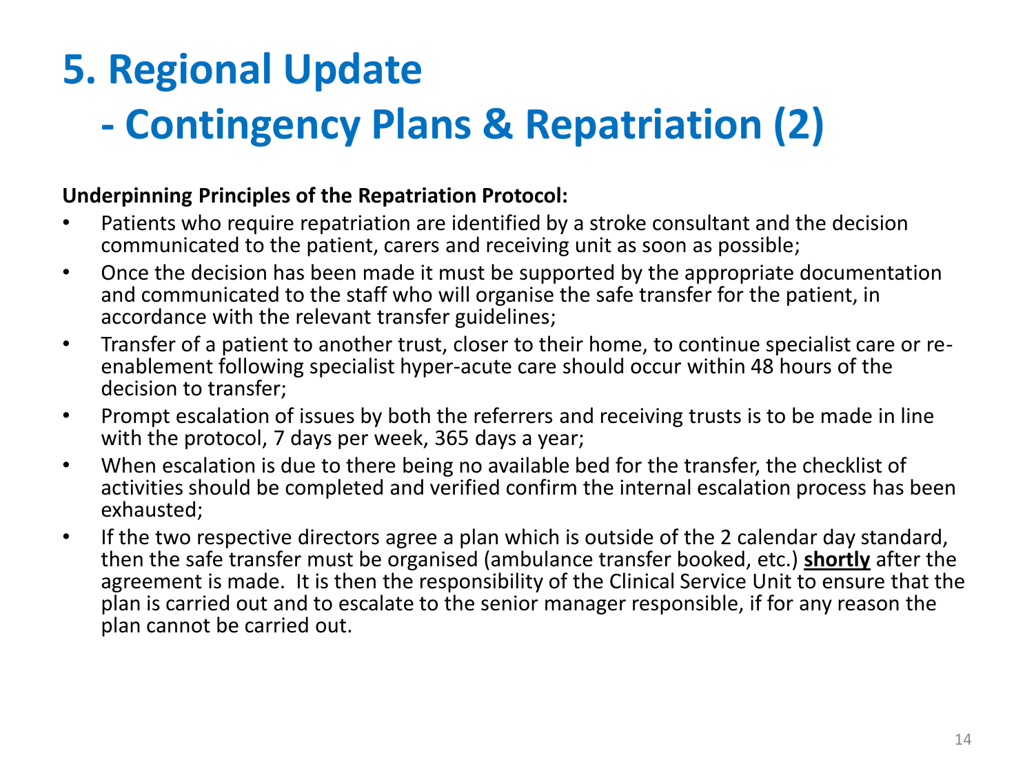# 5. Regional Update
# - Contingency Plans & Repatriation (2)

**Underpinning Principles of the Repatriation Protocol:**

- Patients who require repatriation are identified by a stroke consultant and the decision communicated to the patient, carers and receiving unit as soon as possible;
- Once the decision has been made it must be supported by the appropriate documentation and communicated to the staff who will organise the safe transfer for the patient, in accordance with the relevant transfer guidelines;
- Transfer of a patient to another trust, closer to their home, to continue specialist care or re-enablement following specialist hyper-acute care should occur within 48 hours of the decision to transfer;
- Prompt escalation of issues by both the referrers and receiving trusts is to be made in line with the protocol, 7 days per week, 365 days a year;
- When escalation is due to there being no available bed for the transfer, the checklist of activities should be completed and verified confirm the internal escalation process has been exhausted;
- If the two respective directors agree a plan which is outside of the 2 calendar day standard, then the safe transfer must be organised (ambulance transfer booked, etc.) **<u>shortly</u>** after the agreement is made. It is then the responsibility of the Clinical Service Unit to ensure that the plan is carried out and to escalate to the senior manager responsible, if for any reason the plan cannot be carried out.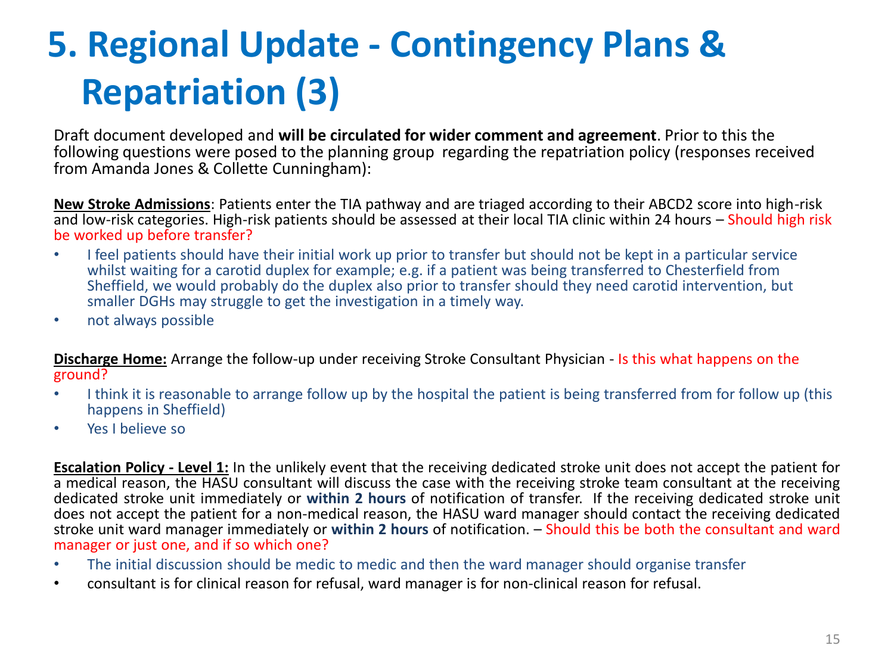# 5. Regional Update - Contingency Plans & Repatriation (3)

Draft document developed and **will be circulated for wider comment and agreement**. Prior to this the following questions were posed to the planning group regarding the repatriation policy (responses received from Amanda Jones & Collette Cunningham):

**New Stroke Admissions**: Patients enter the TIA pathway and are triaged according to their ABCD2 score into high-risk and low-risk categories. High-risk patients should be assessed at their local TIA clinic within 24 hours – Should high risk be worked up before transfer?

- I feel patients should have their initial work up prior to transfer but should not be kept in a particular service whilst waiting for a carotid duplex for example; e.g. if a patient was being transferred to Chesterfield from Sheffield, we would probably do the duplex also prior to transfer should they need carotid intervention, but smaller DGHs may struggle to get the investigation in a timely way.
- not always possible

**Discharge Home:** Arrange the follow-up under receiving Stroke Consultant Physician - Is this what happens on the ground?

- I think it is reasonable to arrange follow up by the hospital the patient is being transferred from for follow up (this happens in Sheffield)
- Yes I believe so

**Escalation Policy - Level 1:** In the unlikely event that the receiving dedicated stroke unit does not accept the patient for a medical reason, the HASU consultant will discuss the case with the receiving stroke team consultant at the receiving dedicated stroke unit immediately or **within 2 hours** of notification of transfer. If the receiving dedicated stroke unit does not accept the patient for a non-medical reason, the HASU ward manager should contact the receiving dedicated stroke unit ward manager immediately or **within 2 hours** of notification. – Should this be both the consultant and ward manager or just one, and if so which one?

- The initial discussion should be medic to medic and then the ward manager should organise transfer
- consultant is for clinical reason for refusal, ward manager is for non-clinical reason for refusal.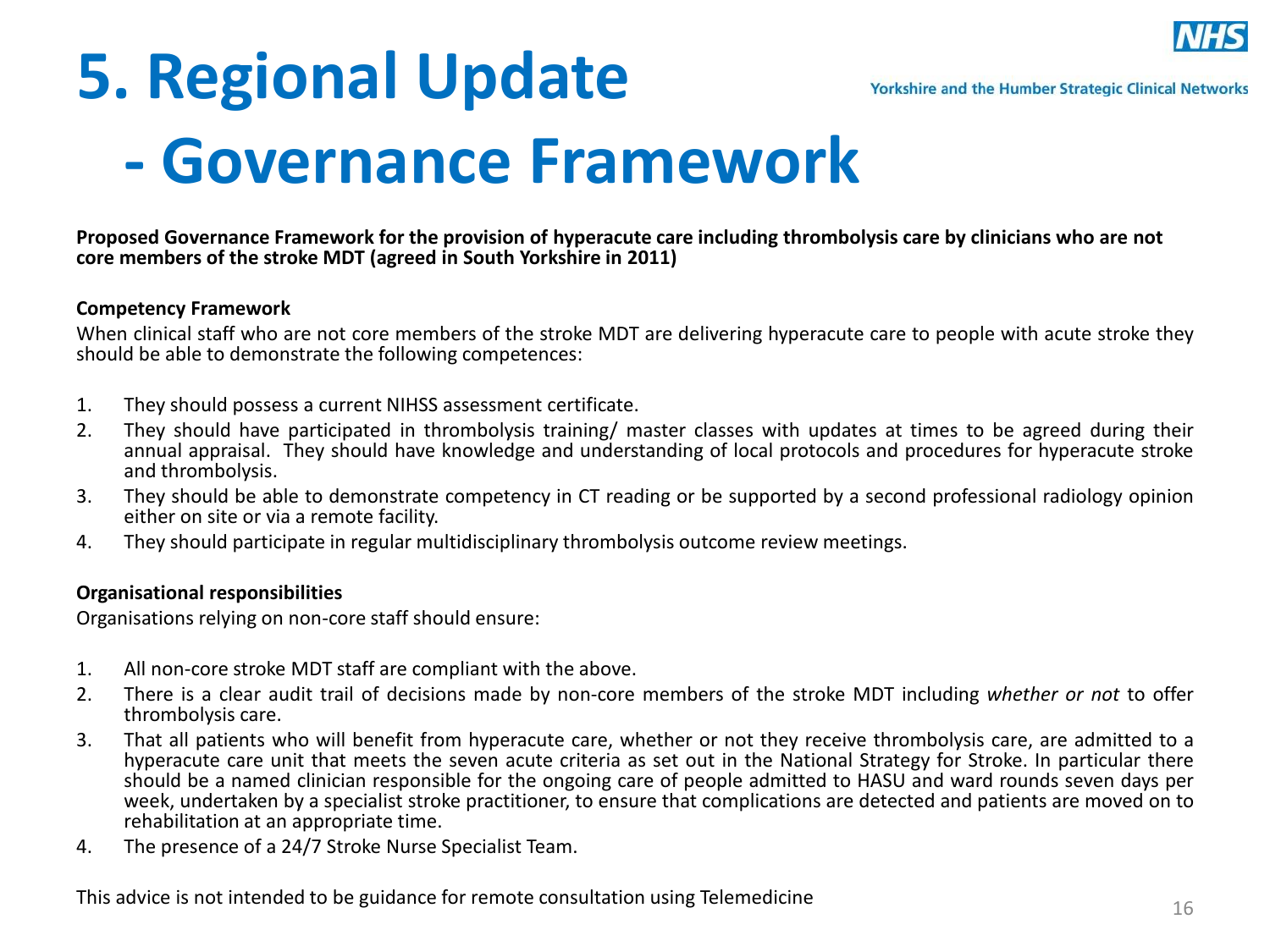# 5. Regional Update
# - Governance Framework

**Proposed Governance Framework for the provision of hyperacute care including thrombolysis care by clinicians who are not core members of the stroke MDT (agreed in South Yorkshire in 2011)**

**Competency Framework**

When clinical staff who are not core members of the stroke MDT are delivering hyperacute care to people with acute stroke they should be able to demonstrate the following competences:

1. They should possess a current NIHSS assessment certificate.
2. They should have participated in thrombolysis training/ master classes with updates at times to be agreed during their annual appraisal. They should have knowledge and understanding of local protocols and procedures for hyperacute stroke and thrombolysis.
3. They should be able to demonstrate competency in CT reading or be supported by a second professional radiology opinion either on site or via a remote facility.
4. They should participate in regular multidisciplinary thrombolysis outcome review meetings.

**Organisational responsibilities**

Organisations relying on non-core staff should ensure:

1. All non-core stroke MDT staff are compliant with the above.
2. There is a clear audit trail of decisions made by non-core members of the stroke MDT including *whether or not* to offer thrombolysis care.
3. That all patients who will benefit from hyperacute care, whether or not they receive thrombolysis care, are admitted to a hyperacute care unit that meets the seven acute criteria as set out in the National Strategy for Stroke. In particular there should be a named clinician responsible for the ongoing care of people admitted to HASU and ward rounds seven days per week, undertaken by a specialist stroke practitioner, to ensure that complications are detected and patients are moved on to rehabilitation at an appropriate time.
4. The presence of a 24/7 Stroke Nurse Specialist Team.

This advice is not intended to be guidance for remote consultation using Telemedicine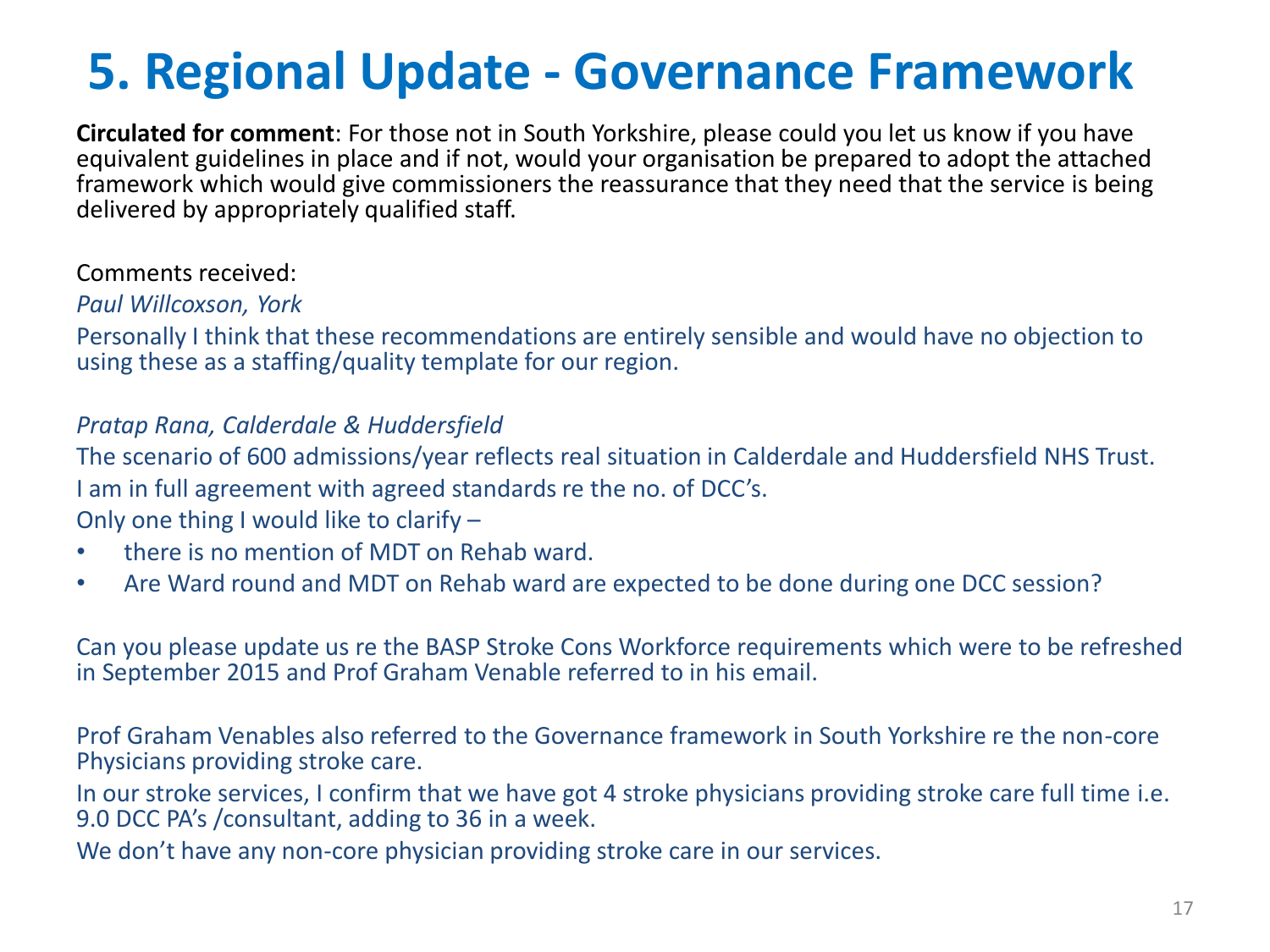# 5. Regional Update - Governance Framework

**Circulated for comment**: For those not in South Yorkshire, please could you let us know if you have equivalent guidelines in place and if not, would your organisation be prepared to adopt the attached framework which would give commissioners the reassurance that they need that the service is being delivered by appropriately qualified staff.

Comments received:

*Paul Willcoxson, York*

Personally I think that these recommendations are entirely sensible and would have no objection to using these as a staffing/quality template for our region.

*Pratap Rana, Calderdale & Huddersfield*

The scenario of 600 admissions/year reflects real situation in Calderdale and Huddersfield NHS Trust.

I am in full agreement with agreed standards re the no. of DCC's.

Only one thing I would like to clarify –

- there is no mention of MDT on Rehab ward.
- Are Ward round and MDT on Rehab ward are expected to be done during one DCC session?

Can you please update us re the BASP Stroke Cons Workforce requirements which were to be refreshed in September 2015 and Prof Graham Venable referred to in his email.

Prof Graham Venables also referred to the Governance framework in South Yorkshire re the non-core Physicians providing stroke care.

In our stroke services, I confirm that we have got 4 stroke physicians providing stroke care full time i.e. 9.0 DCC PA's /consultant, adding to 36 in a week.

We don't have any non-core physician providing stroke care in our services.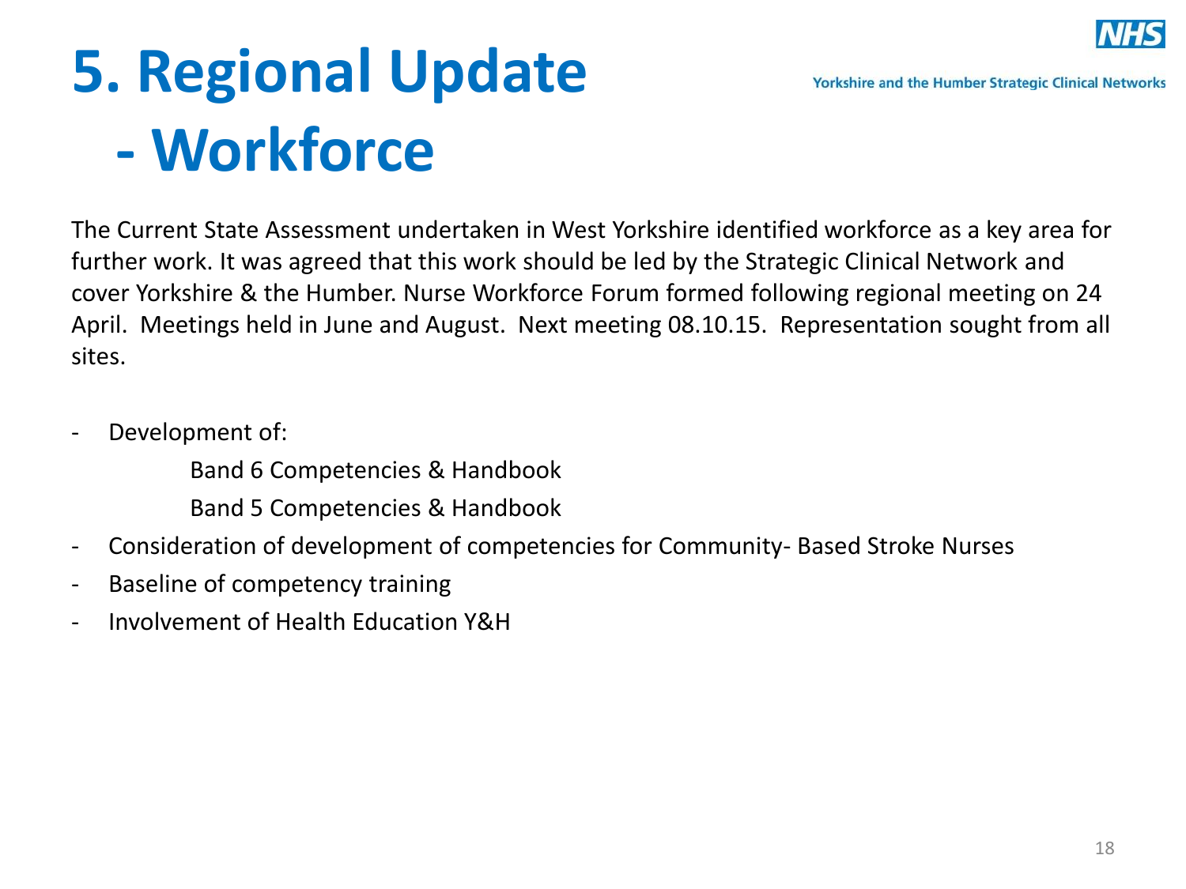# 5. Regional Update - Workforce

The Current State Assessment undertaken in West Yorkshire identified workforce as a key area for further work. It was agreed that this work should be led by the Strategic Clinical Network and cover Yorkshire & the Humber. Nurse Workforce Forum formed following regional meeting on 24 April. Meetings held in June and August. Next meeting 08.10.15. Representation sought from all sites.

- Development of:
    - Band 6 Competencies & Handbook
    - Band 5 Competencies & Handbook
- Consideration of development of competencies for Community- Based Stroke Nurses
- Baseline of competency training
- Involvement of Health Education Y&H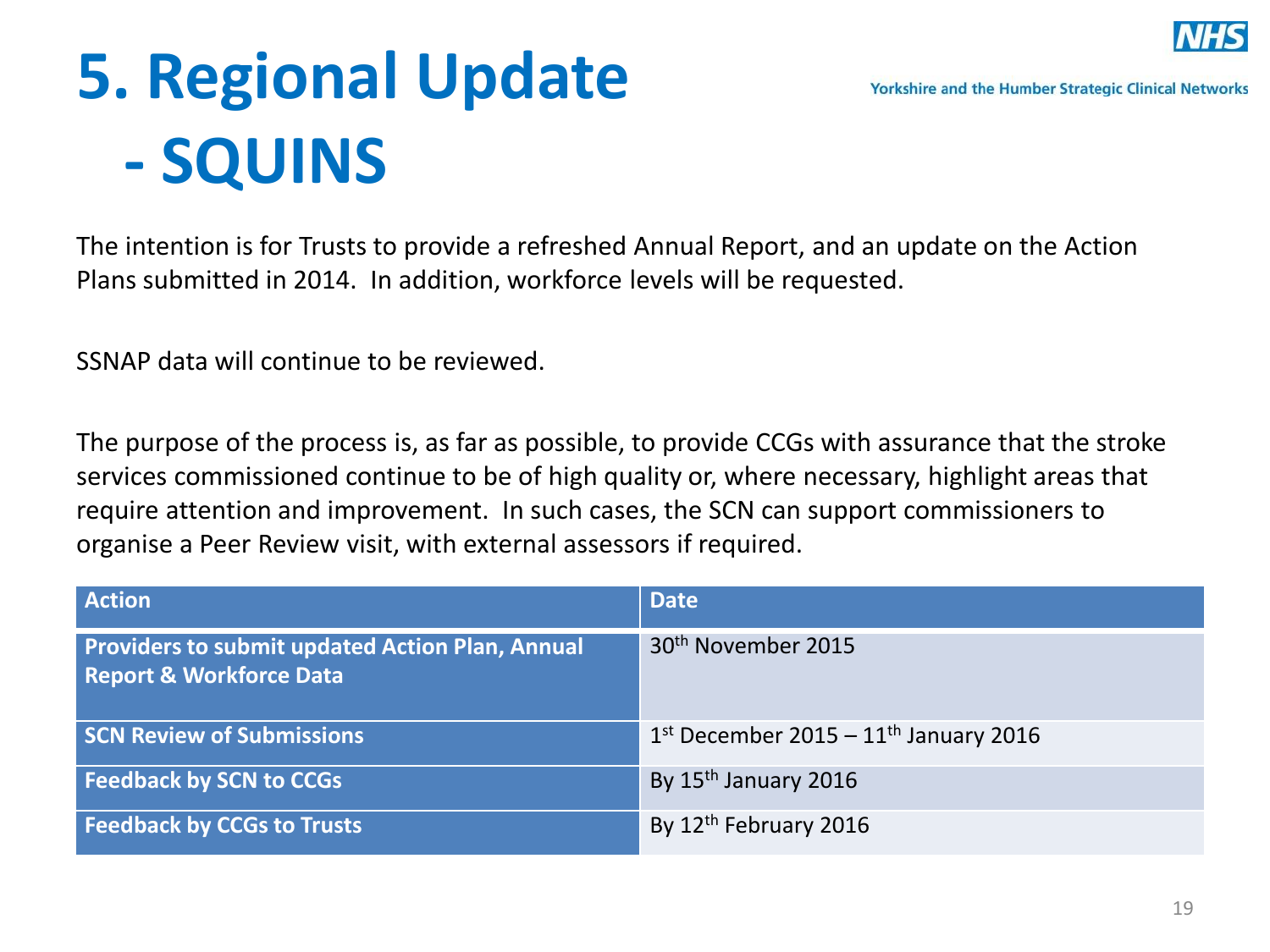# 5. Regional Update - SQUINS

The intention is for Trusts to provide a refreshed Annual Report, and an update on the Action Plans submitted in 2014. In addition, workforce levels will be requested.

SSNAP data will continue to be reviewed.

The purpose of the process is, as far as possible, to provide CCGs with assurance that the stroke services commissioned continue to be of high quality or, where necessary, highlight areas that require attention and improvement. In such cases, the SCN can support commissioners to organise a Peer Review visit, with external assessors if required.

| Action | Date |
| --- | --- |
| **Providers to submit updated Action Plan, Annual Report & Workforce Data** | 30th November 2015 |
| **SCN Review of Submissions** | 1st December 2015 – 11th January 2016 |
| **Feedback by SCN to CCGs** | By 15th January 2016 |
| **Feedback by CCGs to Trusts** | By 12th February 2016 |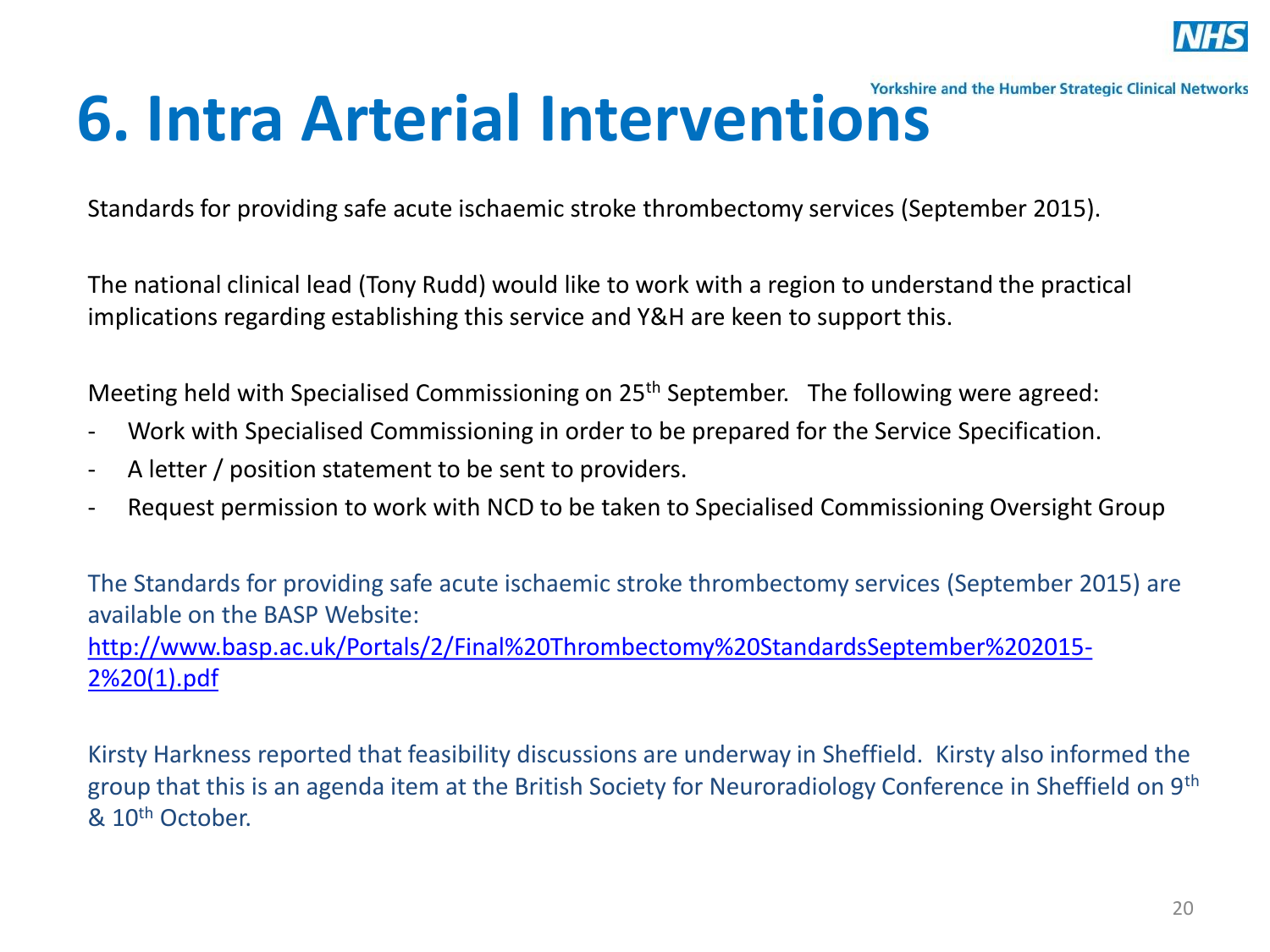# 6. Intra Arterial Interventions

Standards for providing safe acute ischaemic stroke thrombectomy services (September 2015).

The national clinical lead (Tony Rudd) would like to work with a region to understand the practical implications regarding establishing this service and Y&H are keen to support this.

Meeting held with Specialised Commissioning on 25th September. The following were agreed:

- Work with Specialised Commissioning in order to be prepared for the Service Specification.
- A letter / position statement to be sent to providers.
- Request permission to work with NCD to be taken to Specialised Commissioning Oversight Group

The Standards for providing safe acute ischaemic stroke thrombectomy services (September 2015) are available on the BASP Website:
http://www.basp.ac.uk/Portals/2/Final%20Thrombectomy%20StandardsSeptember%202015-2%20(1).pdf

Kirsty Harkness reported that feasibility discussions are underway in Sheffield. Kirsty also informed the group that this is an agenda item at the British Society for Neuroradiology Conference in Sheffield on 9th & 10th October.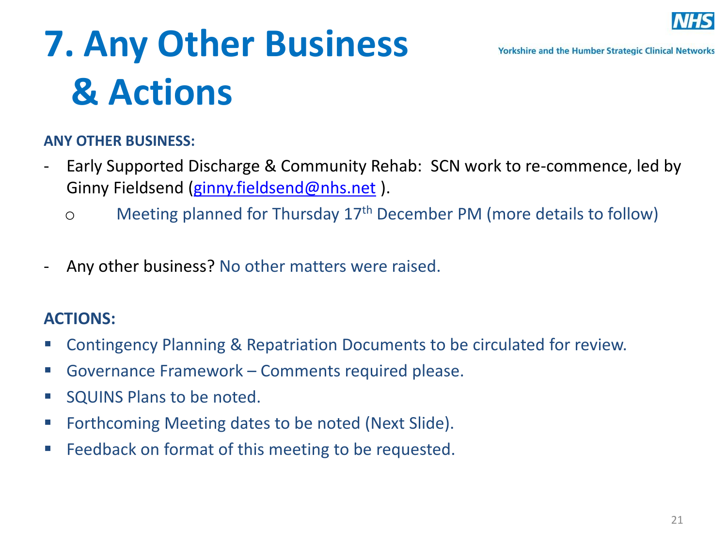# 7. Any Other Business & Actions

**ANY OTHER BUSINESS:**

- Early Supported Discharge & Community Rehab: SCN work to re-commence, led by Ginny Fieldsend (ginny.fieldsend@nhs.net ).
  - Meeting planned for Thursday 17th December PM (more details to follow)

- Any other business? No other matters were raised.

**ACTIONS:**

- Contingency Planning & Repatriation Documents to be circulated for review.
- Governance Framework – Comments required please.
- SQUINS Plans to be noted.
- Forthcoming Meeting dates to be noted (Next Slide).
- Feedback on format of this meeting to be requested.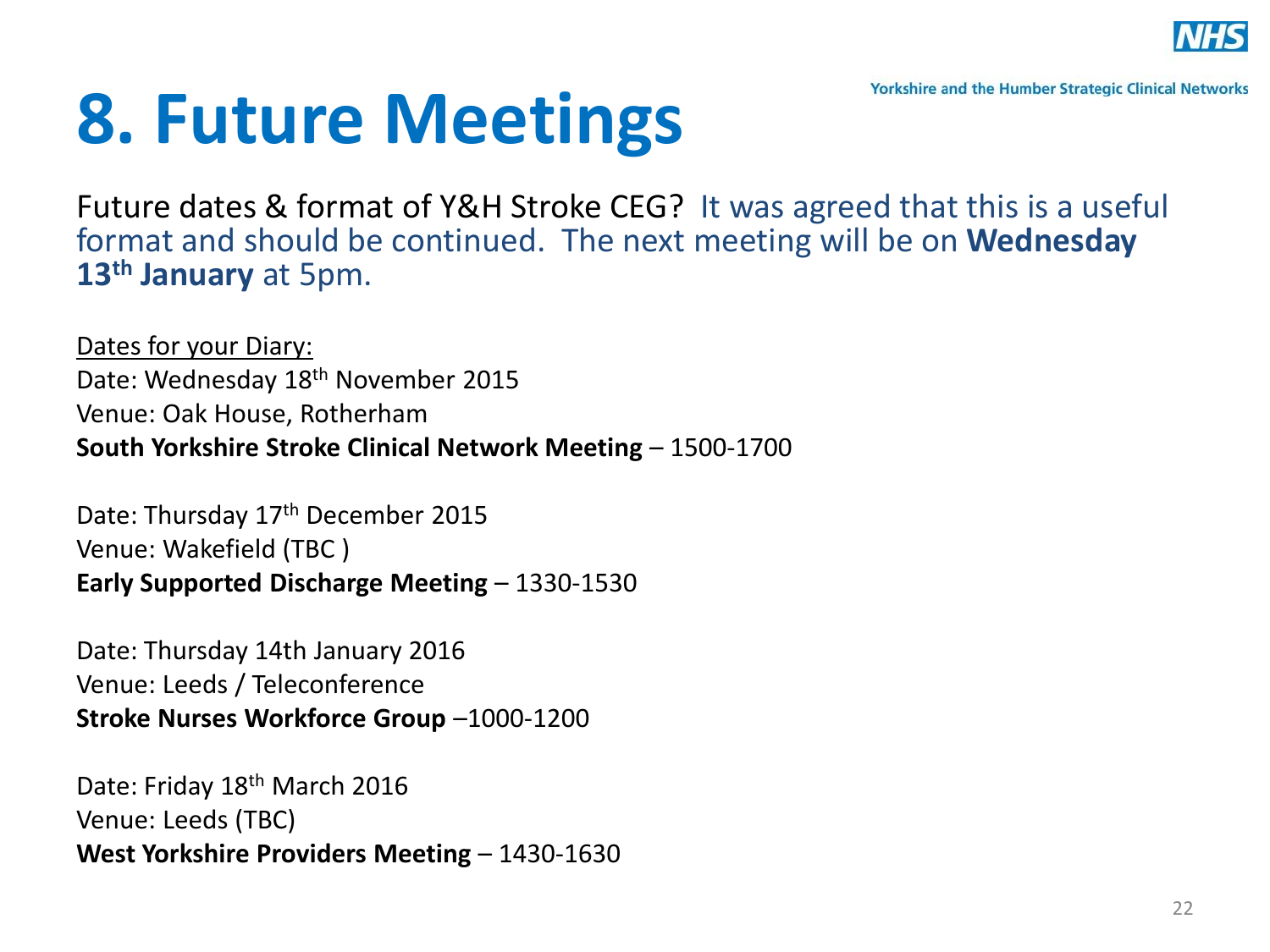# 8. Future Meetings

Future dates & format of Y&H Stroke CEG? It was agreed that this is a useful format and should be continued. The next meeting will be on **Wednesday 13th January** at 5pm.

Dates for your Diary:

Date: Wednesday 18th November 2015
Venue: Oak House, Rotherham
**South Yorkshire Stroke Clinical Network Meeting** – 1500-1700

Date: Thursday 17th December 2015
Venue: Wakefield (TBC )
**Early Supported Discharge Meeting** – 1330-1530

Date: Thursday 14th January 2016
Venue: Leeds / Teleconference
**Stroke Nurses Workforce Group** –1000-1200

Date: Friday 18th March 2016
Venue: Leeds (TBC)
**West Yorkshire Providers Meeting** – 1430-1630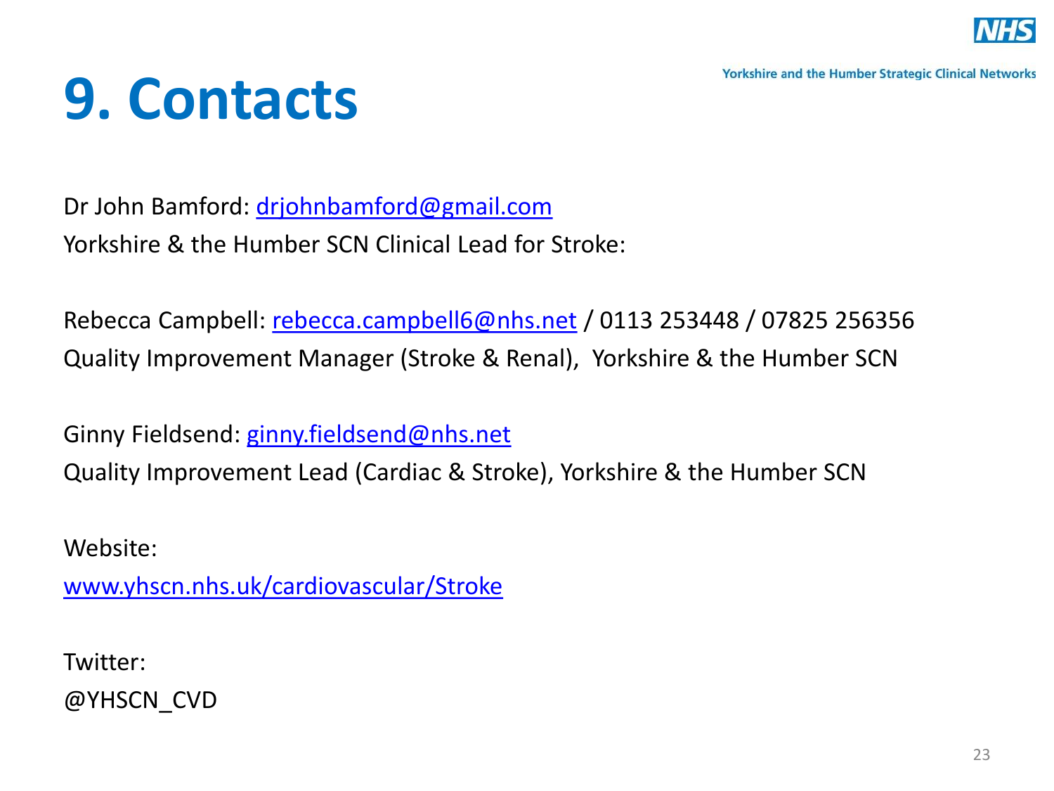# 9. Contacts

Dr John Bamford: drjohnbamford@gmail.com

Yorkshire & the Humber SCN Clinical Lead for Stroke:

Rebecca Campbell: rebecca.campbell6@nhs.net / 0113 253448 / 07825 256356

Quality Improvement Manager (Stroke & Renal), Yorkshire & the Humber SCN

Ginny Fieldsend: ginny.fieldsend@nhs.net

Quality Improvement Lead (Cardiac & Stroke), Yorkshire & the Humber SCN

Website:

www.yhscn.nhs.uk/cardiovascular/Stroke

Twitter:

@YHSCN_CVD